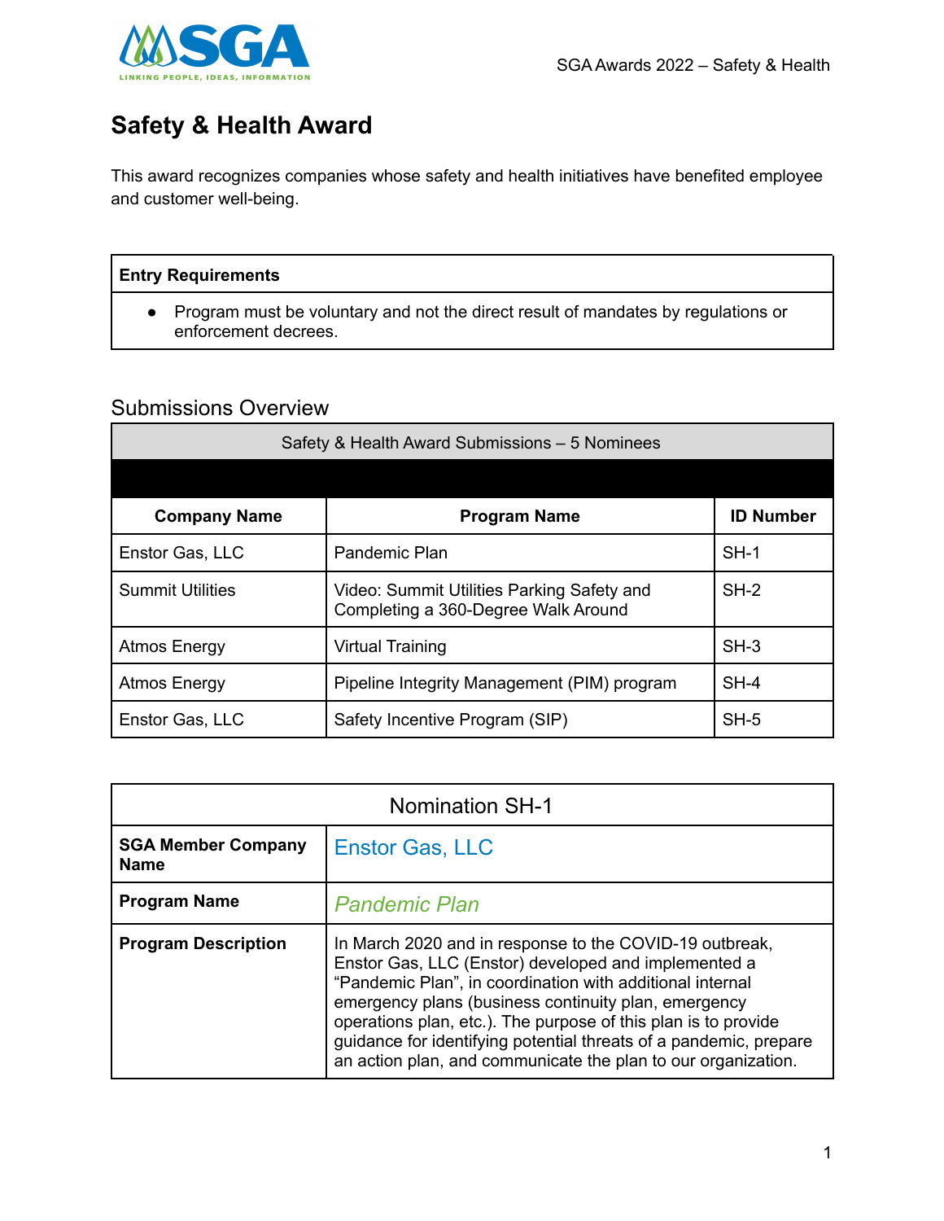# Safety & Health Award

This award recognizes companies whose safety and health initiatives have benefited employee and customer well-being.

| Entry Requirements |
| --- |
| • Program must be voluntary and not the direct result of mandates by regulations or enforcement decrees. |

## Submissions Overview

| Safety & Health Award Submissions – 5 Nominees | | |
| --- | --- | --- |
| **Company Name** | **Program Name** | **ID Number** |
| Enstor Gas, LLC | Pandemic Plan | SH-1 |
| Summit Utilities | Video: Summit Utilities Parking Safety and Completing a 360-Degree Walk Around | SH-2 |
| Atmos Energy | Virtual Training | SH-3 |
| Atmos Energy | Pipeline Integrity Management (PIM) program | SH-4 |
| Enstor Gas, LLC | Safety Incentive Program (SIP) | SH-5 |

| Nomination SH-1 | |
| --- | --- |
| **SGA Member Company Name** | Enstor Gas, LLC |
| **Program Name** | *Pandemic Plan* |
| **Program Description** | In March 2020 and in response to the COVID-19 outbreak, Enstor Gas, LLC (Enstor) developed and implemented a "Pandemic Plan", in coordination with additional internal emergency plans (business continuity plan, emergency operations plan, etc.). The purpose of this plan is to provide guidance for identifying potential threats of a pandemic, prepare an action plan, and communicate the plan to our organization. |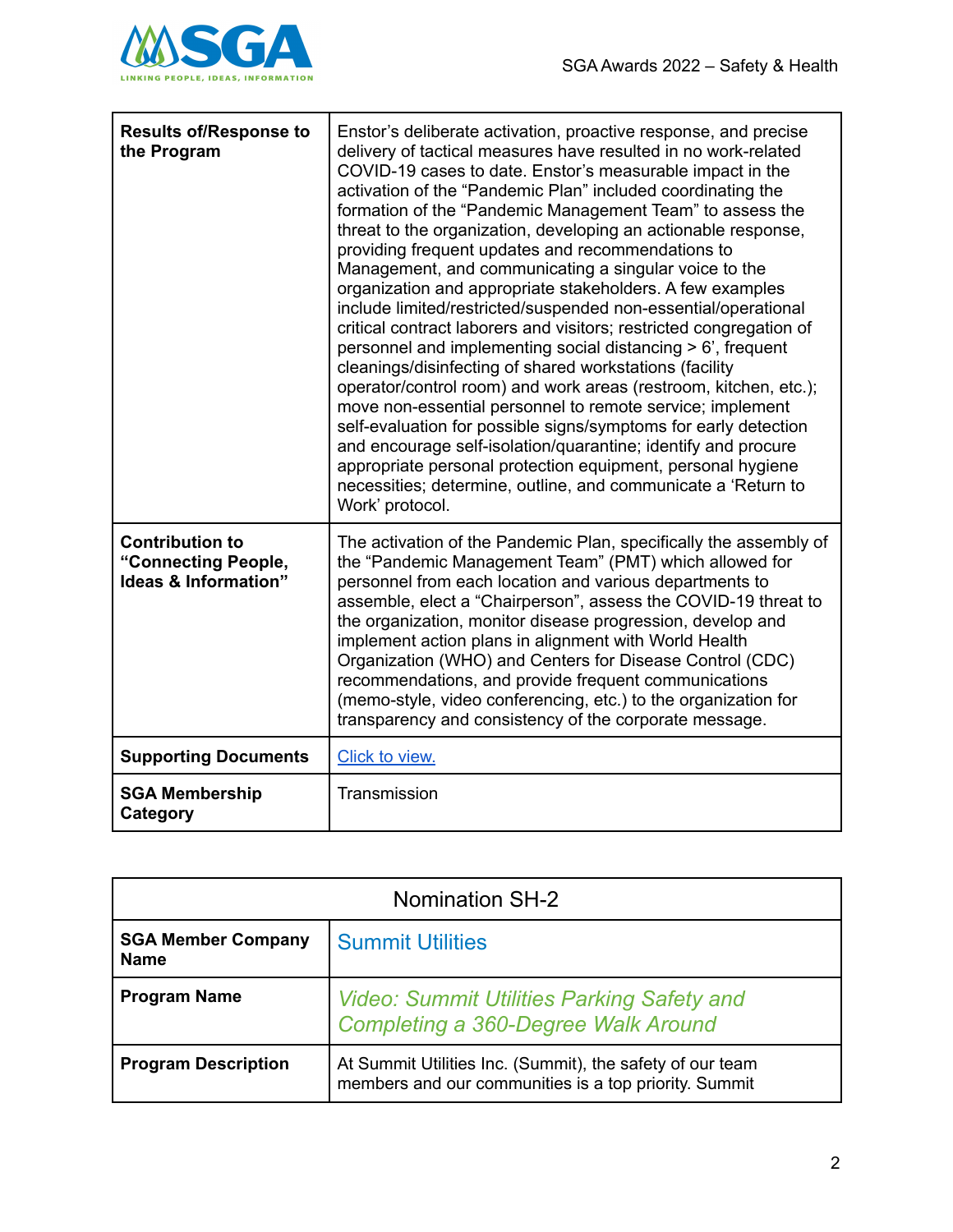| | |
|---|---|
| **Results of/Response to the Program** | Enstor's deliberate activation, proactive response, and precise delivery of tactical measures have resulted in no work-related COVID-19 cases to date. Enstor's measurable impact in the activation of the "Pandemic Plan" included coordinating the formation of the "Pandemic Management Team" to assess the threat to the organization, developing an actionable response, providing frequent updates and recommendations to Management, and communicating a singular voice to the organization and appropriate stakeholders. A few examples include limited/restricted/suspended non-essential/operational critical contract laborers and visitors; restricted congregation of personnel and implementing social distancing > 6', frequent cleanings/disinfecting of shared workstations (facility operator/control room) and work areas (restroom, kitchen, etc.); move non-essential personnel to remote service; implement self-evaluation for possible signs/symptoms for early detection and encourage self-isolation/quarantine; identify and procure appropriate personal protection equipment, personal hygiene necessities; determine, outline, and communicate a 'Return to Work' protocol. |
| **Contribution to "Connecting People, Ideas & Information"** | The activation of the Pandemic Plan, specifically the assembly of the "Pandemic Management Team" (PMT) which allowed for personnel from each location and various departments to assemble, elect a "Chairperson", assess the COVID-19 threat to the organization, monitor disease progression, develop and implement action plans in alignment with World Health Organization (WHO) and Centers for Disease Control (CDC) recommendations, and provide frequent communications (memo-style, video conferencing, etc.) to the organization for transparency and consistency of the corporate message. |
| **Supporting Documents** | Click to view. |
| **SGA Membership Category** | Transmission |

| Nomination SH-2 | |
|---|---|
| **SGA Member Company Name** | Summit Utilities |
| **Program Name** | *Video: Summit Utilities Parking Safety and Completing a 360-Degree Walk Around* |
| **Program Description** | At Summit Utilities Inc. (Summit), the safety of our team members and our communities is a top priority. Summit |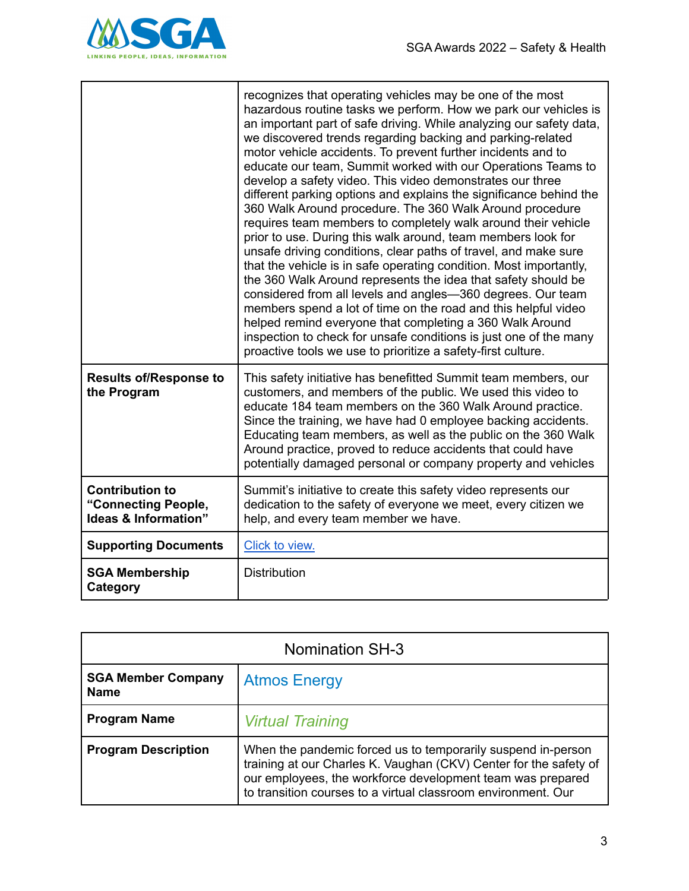| | |
|---|---|
| | recognizes that operating vehicles may be one of the most hazardous routine tasks we perform. How we park our vehicles is an important part of safe driving. While analyzing our safety data, we discovered trends regarding backing and parking-related motor vehicle accidents. To prevent further incidents and to educate our team, Summit worked with our Operations Teams to develop a safety video. This video demonstrates our three different parking options and explains the significance behind the 360 Walk Around procedure. The 360 Walk Around procedure requires team members to completely walk around their vehicle prior to use. During this walk around, team members look for unsafe driving conditions, clear paths of travel, and make sure that the vehicle is in safe operating condition. Most importantly, the 360 Walk Around represents the idea that safety should be considered from all levels and angles—360 degrees. Our team members spend a lot of time on the road and this helpful video helped remind everyone that completing a 360 Walk Around inspection to check for unsafe conditions is just one of the many proactive tools we use to prioritize a safety-first culture. |
| **Results of/Response to the Program** | This safety initiative has benefitted Summit team members, our customers, and members of the public. We used this video to educate 184 team members on the 360 Walk Around practice. Since the training, we have had 0 employee backing accidents. Educating team members, as well as the public on the 360 Walk Around practice, proved to reduce accidents that could have potentially damaged personal or company property and vehicles |
| **Contribution to "Connecting People, Ideas & Information"** | Summit's initiative to create this safety video represents our dedication to the safety of everyone we meet, every citizen we help, and every team member we have. |
| **Supporting Documents** | Click to view. |
| **SGA Membership Category** | Distribution |

| Nomination SH-3 | |
|---|---|
| **SGA Member Company Name** | Atmos Energy |
| **Program Name** | *Virtual Training* |
| **Program Description** | When the pandemic forced us to temporarily suspend in-person training at our Charles K. Vaughan (CKV) Center for the safety of our employees, the workforce development team was prepared to transition courses to a virtual classroom environment. Our |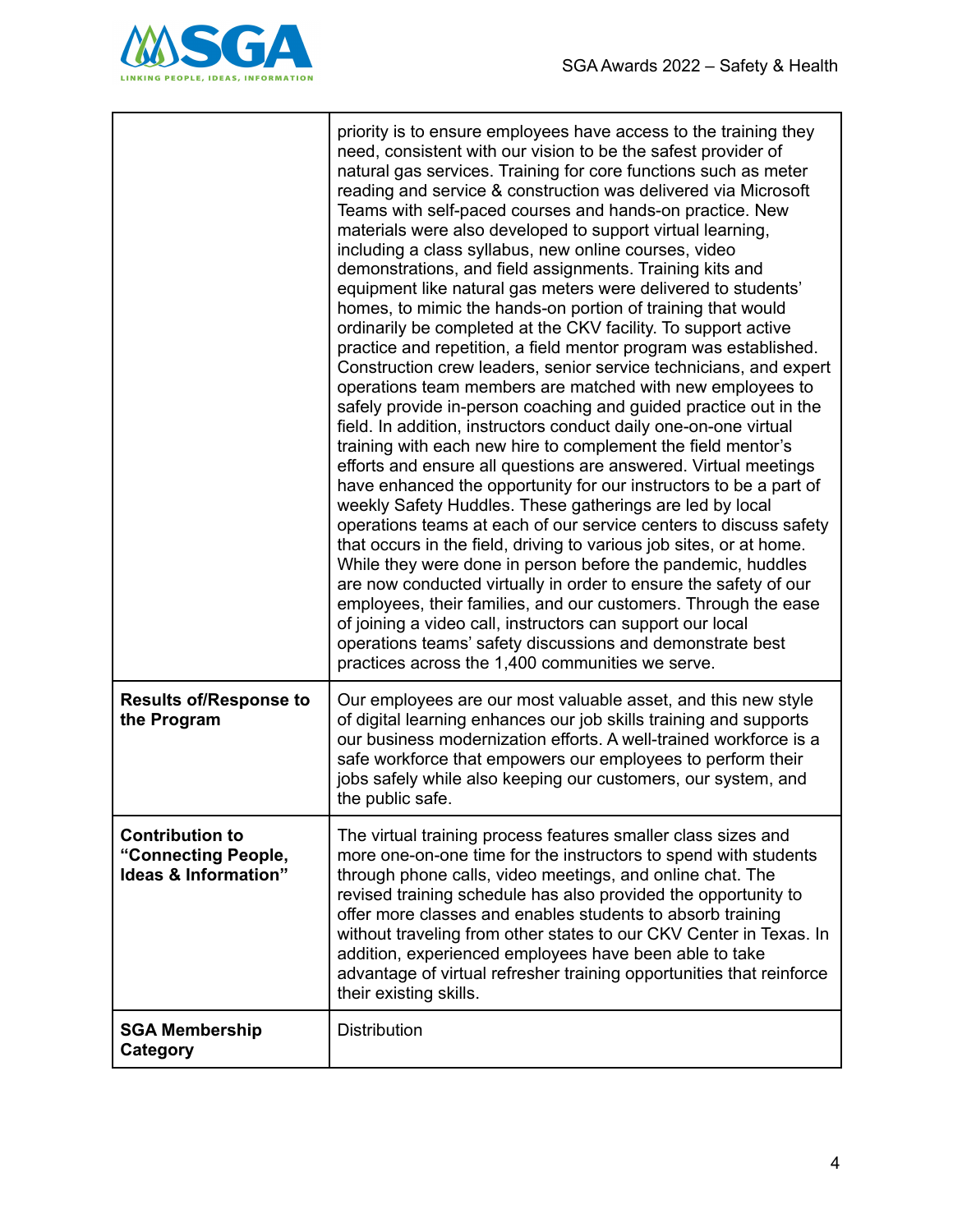| | |
|---|---|
| | priority is to ensure employees have access to the training they need, consistent with our vision to be the safest provider of natural gas services. Training for core functions such as meter reading and service & construction was delivered via Microsoft Teams with self-paced courses and hands-on practice. New materials were also developed to support virtual learning, including a class syllabus, new online courses, video demonstrations, and field assignments. Training kits and equipment like natural gas meters were delivered to students' homes, to mimic the hands-on portion of training that would ordinarily be completed at the CKV facility. To support active practice and repetition, a field mentor program was established. Construction crew leaders, senior service technicians, and expert operations team members are matched with new employees to safely provide in-person coaching and guided practice out in the field. In addition, instructors conduct daily one-on-one virtual training with each new hire to complement the field mentor's efforts and ensure all questions are answered. Virtual meetings have enhanced the opportunity for our instructors to be a part of weekly Safety Huddles. These gatherings are led by local operations teams at each of our service centers to discuss safety that occurs in the field, driving to various job sites, or at home. While they were done in person before the pandemic, huddles are now conducted virtually in order to ensure the safety of our employees, their families, and our customers. Through the ease of joining a video call, instructors can support our local operations teams' safety discussions and demonstrate best practices across the 1,400 communities we serve. |
| **Results of/Response to the Program** | Our employees are our most valuable asset, and this new style of digital learning enhances our job skills training and supports our business modernization efforts. A well-trained workforce is a safe workforce that empowers our employees to perform their jobs safely while also keeping our customers, our system, and the public safe. |
| **Contribution to "Connecting People, Ideas & Information"** | The virtual training process features smaller class sizes and more one-on-one time for the instructors to spend with students through phone calls, video meetings, and online chat. The revised training schedule has also provided the opportunity to offer more classes and enables students to absorb training without traveling from other states to our CKV Center in Texas. In addition, experienced employees have been able to take advantage of virtual refresher training opportunities that reinforce their existing skills. |
| **SGA Membership Category** | Distribution |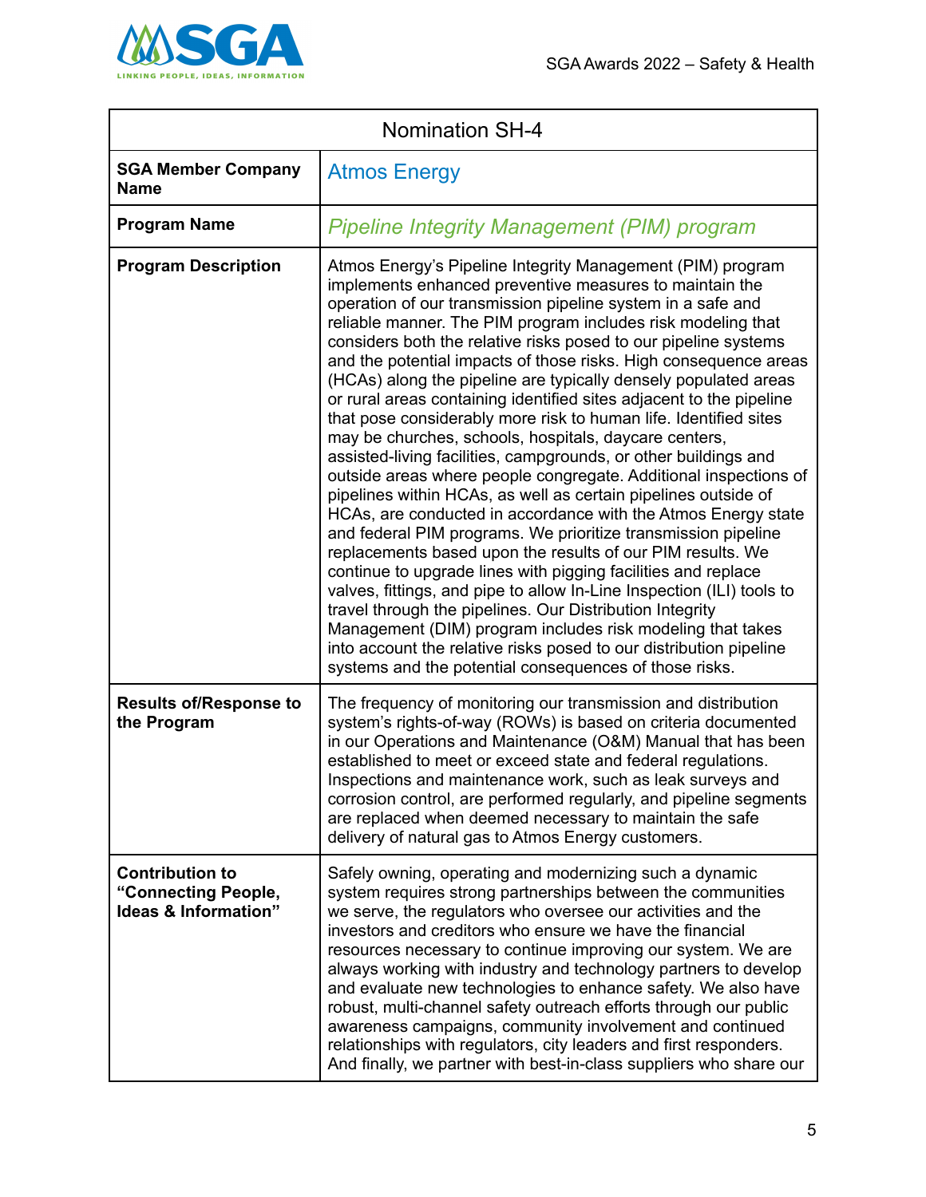| Nomination SH-4 | |
|---|---|
| **SGA Member Company Name** | Atmos Energy |
| **Program Name** | *Pipeline Integrity Management (PIM) program* |
| **Program Description** | Atmos Energy's Pipeline Integrity Management (PIM) program implements enhanced preventive measures to maintain the operation of our transmission pipeline system in a safe and reliable manner. The PIM program includes risk modeling that considers both the relative risks posed to our pipeline systems and the potential impacts of those risks. High consequence areas (HCAs) along the pipeline are typically densely populated areas or rural areas containing identified sites adjacent to the pipeline that pose considerably more risk to human life. Identified sites may be churches, schools, hospitals, daycare centers, assisted-living facilities, campgrounds, or other buildings and outside areas where people congregate. Additional inspections of pipelines within HCAs, as well as certain pipelines outside of HCAs, are conducted in accordance with the Atmos Energy state and federal PIM programs. We prioritize transmission pipeline replacements based upon the results of our PIM results. We continue to upgrade lines with pigging facilities and replace valves, fittings, and pipe to allow In-Line Inspection (ILI) tools to travel through the pipelines. Our Distribution Integrity Management (DIM) program includes risk modeling that takes into account the relative risks posed to our distribution pipeline systems and the potential consequences of those risks. |
| **Results of/Response to the Program** | The frequency of monitoring our transmission and distribution system's rights-of-way (ROWs) is based on criteria documented in our Operations and Maintenance (O&M) Manual that has been established to meet or exceed state and federal regulations. Inspections and maintenance work, such as leak surveys and corrosion control, are performed regularly, and pipeline segments are replaced when deemed necessary to maintain the safe delivery of natural gas to Atmos Energy customers. |
| **Contribution to "Connecting People, Ideas & Information"** | Safely owning, operating and modernizing such a dynamic system requires strong partnerships between the communities we serve, the regulators who oversee our activities and the investors and creditors who ensure we have the financial resources necessary to continue improving our system. We are always working with industry and technology partners to develop and evaluate new technologies to enhance safety. We also have robust, multi-channel safety outreach efforts through our public awareness campaigns, community involvement and continued relationships with regulators, city leaders and first responders. And finally, we partner with best-in-class suppliers who share our |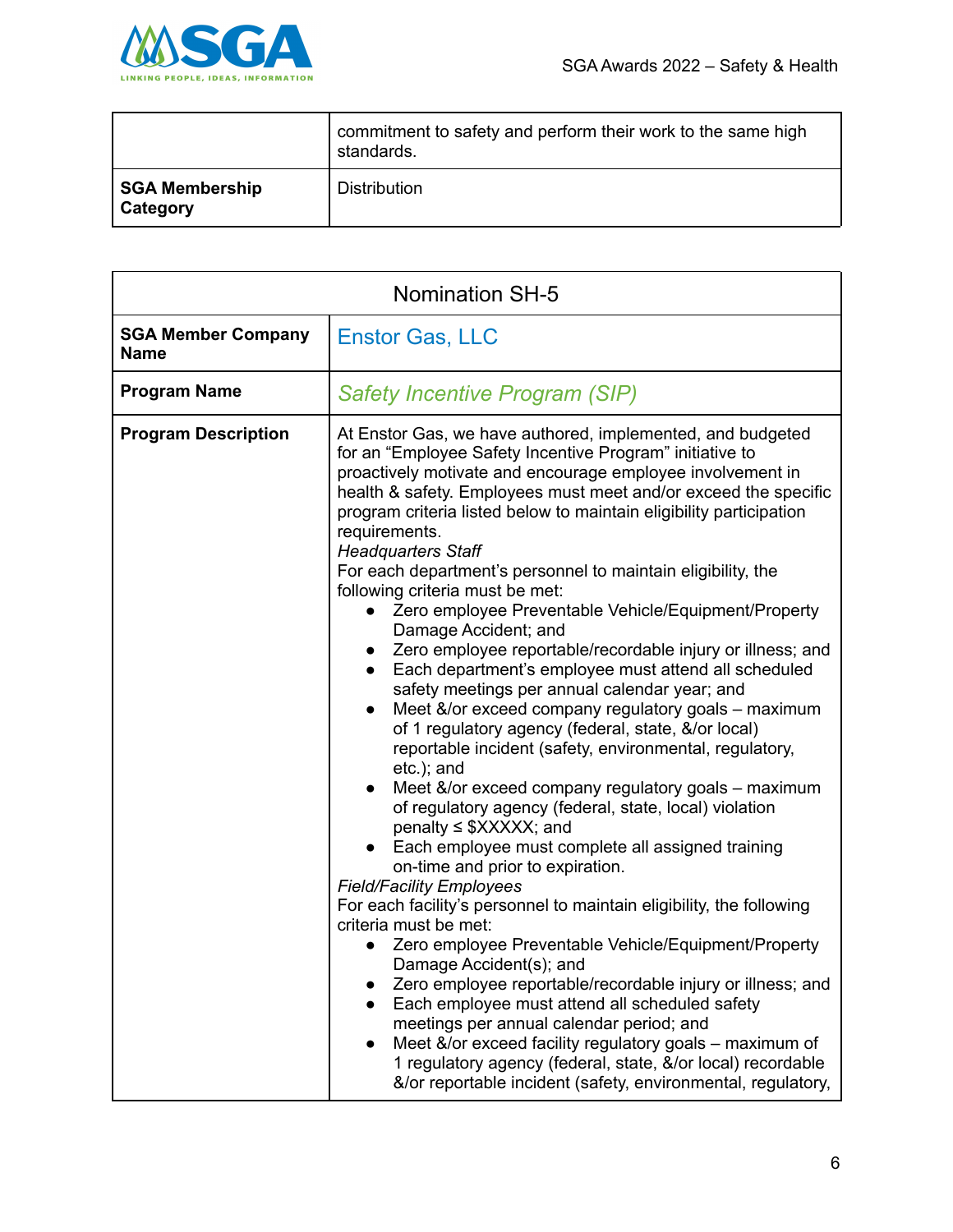| | |
|---|---|
| | commitment to safety and perform their work to the same high standards. |
| **SGA Membership Category** | Distribution |

| Nomination SH-5 | |
|---|---|
| **SGA Member Company Name** | Enstor Gas, LLC |
| **Program Name** | *Safety Incentive Program (SIP)* |
| **Program Description** | At Enstor Gas, we have authored, implemented, and budgeted for an "Employee Safety Incentive Program" initiative to proactively motivate and encourage employee involvement in health & safety. Employees must meet and/or exceed the specific program criteria listed below to maintain eligibility participation requirements.<br>*Headquarters Staff*<br>For each department's personnel to maintain eligibility, the following criteria must be met:<br>• Zero employee Preventable Vehicle/Equipment/Property Damage Accident; and<br>• Zero employee reportable/recordable injury or illness; and<br>• Each department's employee must attend all scheduled safety meetings per annual calendar year; and<br>• Meet &/or exceed company regulatory goals – maximum of 1 regulatory agency (federal, state, &/or local) reportable incident (safety, environmental, regulatory, etc.); and<br>• Meet &/or exceed company regulatory goals – maximum of regulatory agency (federal, state, local) violation penalty ≤ $XXXXX; and<br>• Each employee must complete all assigned training on-time and prior to expiration.<br>*Field/Facility Employees*<br>For each facility's personnel to maintain eligibility, the following criteria must be met:<br>• Zero employee Preventable Vehicle/Equipment/Property Damage Accident(s); and<br>• Zero employee reportable/recordable injury or illness; and<br>• Each employee must attend all scheduled safety meetings per annual calendar period; and<br>• Meet &/or exceed facility regulatory goals – maximum of 1 regulatory agency (federal, state, &/or local) recordable &/or reportable incident (safety, environmental, regulatory, |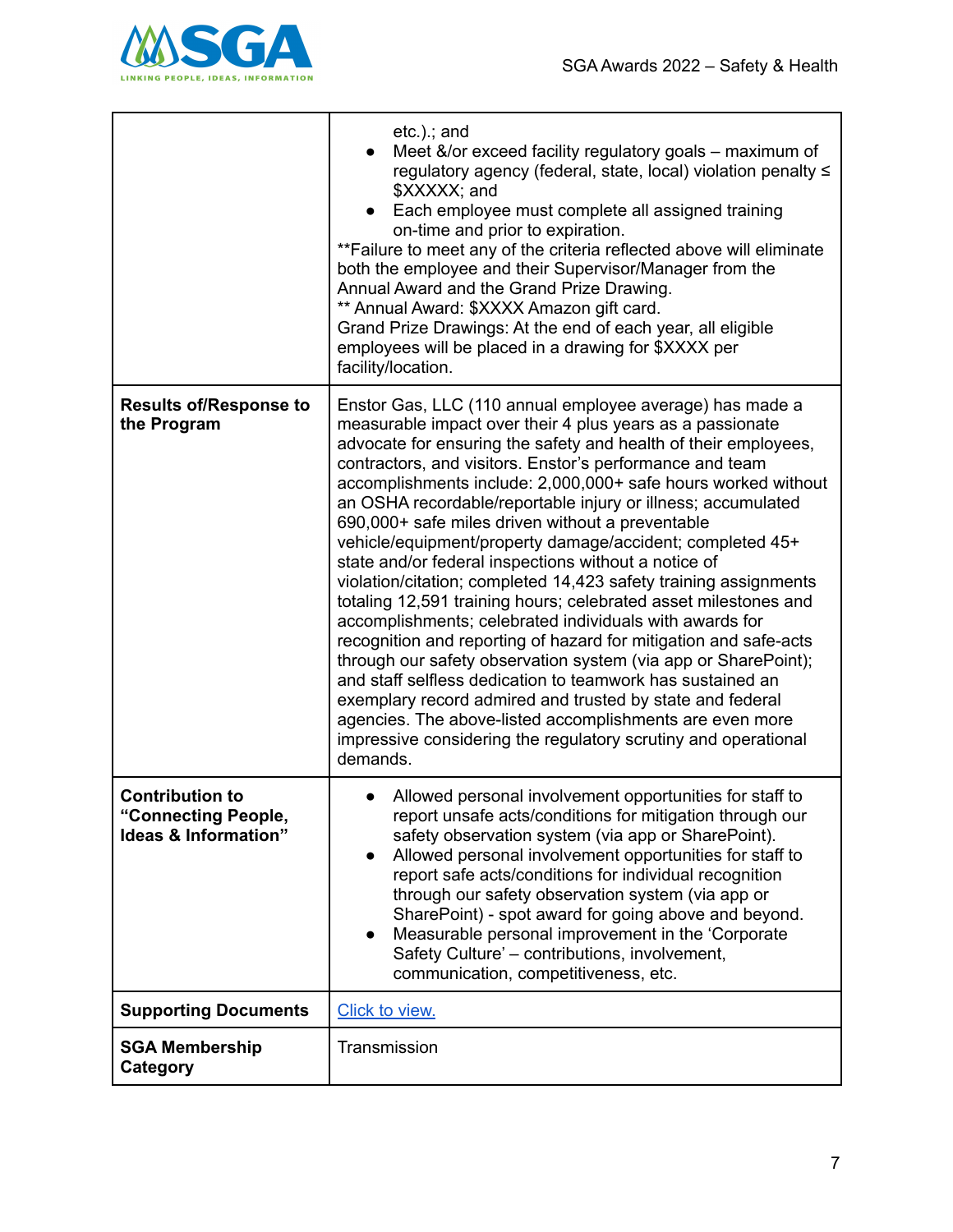| | |
|---|---|
| | etc.).; and<br>• Meet &/or exceed facility regulatory goals – maximum of regulatory agency (federal, state, local) violation penalty ≤ $XXXXX; and<br>• Each employee must complete all assigned training on-time and prior to expiration.<br>**Failure to meet any of the criteria reflected above will eliminate both the employee and their Supervisor/Manager from the Annual Award and the Grand Prize Drawing.<br>** Annual Award: $XXXX Amazon gift card.<br>Grand Prize Drawings: At the end of each year, all eligible employees will be placed in a drawing for $XXXX per facility/location. |
| **Results of/Response to the Program** | Enstor Gas, LLC (110 annual employee average) has made a measurable impact over their 4 plus years as a passionate advocate for ensuring the safety and health of their employees, contractors, and visitors. Enstor's performance and team accomplishments include: 2,000,000+ safe hours worked without an OSHA recordable/reportable injury or illness; accumulated 690,000+ safe miles driven without a preventable vehicle/equipment/property damage/accident; completed 45+ state and/or federal inspections without a notice of violation/citation; completed 14,423 safety training assignments totaling 12,591 training hours; celebrated asset milestones and accomplishments; celebrated individuals with awards for recognition and reporting of hazard for mitigation and safe-acts through our safety observation system (via app or SharePoint); and staff selfless dedication to teamwork has sustained an exemplary record admired and trusted by state and federal agencies. The above-listed accomplishments are even more impressive considering the regulatory scrutiny and operational demands. |
| **Contribution to "Connecting People, Ideas & Information"** | • Allowed personal involvement opportunities for staff to report unsafe acts/conditions for mitigation through our safety observation system (via app or SharePoint).<br>• Allowed personal involvement opportunities for staff to report safe acts/conditions for individual recognition through our safety observation system (via app or SharePoint) - spot award for going above and beyond.<br>• Measurable personal improvement in the 'Corporate Safety Culture' – contributions, involvement, communication, competitiveness, etc. |
| **Supporting Documents** | Click to view. |
| **SGA Membership Category** | Transmission |